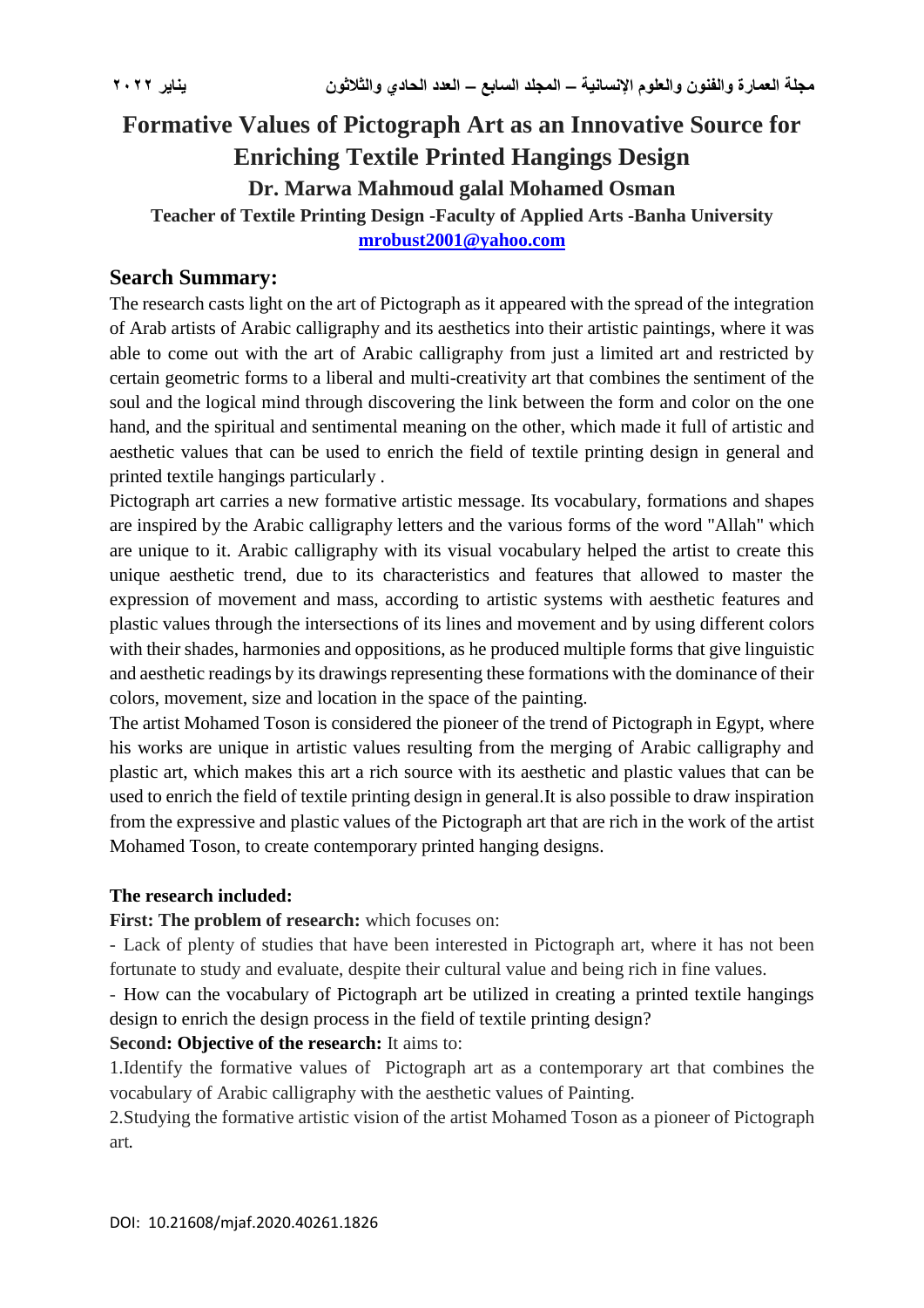# Formative Values of Pictograph Art as an Innovative Source for Enriching Textile Printed Hangings Design

### Dr. Marwa Mahmoud galal Mohamed Osman

**Teacher of Textile Printing Design -Faculty of Applied Arts -Banha University**

**mrobust2001@yahoo.com**

## Search Summary:

The research casts light on the art of Pictograph as it appeared with the spread of the integration of Arab artists of Arabic calligraphy and its aesthetics into their artistic paintings, where it was able to come out with the art of Arabic calligraphy from just a limited art and restricted by certain geometric forms to a liberal and multi-creativity art that combines the sentiment of the soul and the logical mind through discovering the link between the form and color on the one hand, and the spiritual and sentimental meaning on the other, which made it full of artistic and aesthetic values that can be used to enrich the field of textile printing design in general and printed textile hangings particularly .

Pictograph art carries a new formative artistic message. Its vocabulary, formations and shapes are inspired by the Arabic calligraphy letters and the various forms of the word "Allah" which are unique to it. Arabic calligraphy with its visual vocabulary helped the artist to create this unique aesthetic trend, due to its characteristics and features that allowed to master the expression of movement and mass, according to artistic systems with aesthetic features and plastic values through the intersections of its lines and movement and by using different colors with their shades, harmonies and oppositions, as he produced multiple forms that give linguistic and aesthetic readings by its drawings representing these formations with the dominance of their colors, movement, size and location in the space of the painting.

The artist Mohamed Toson is considered the pioneer of the trend of Pictograph in Egypt, where his works are unique in artistic values resulting from the merging of Arabic calligraphy and plastic art, which makes this art a rich source with its aesthetic and plastic values that can be used to enrich the field of textile printing design in general.It is also possible to draw inspiration from the expressive and plastic values of the Pictograph art that are rich in the work of the artist Mohamed Toson, to create contemporary printed hanging designs.

**The research included:**

**First: The problem of research:** which focuses on:

- Lack of plenty of studies that have been interested in Pictograph art, where it has not been fortunate to study and evaluate, despite their cultural value and being rich in fine values.
- How can the vocabulary of Pictograph art be utilized in creating a printed textile hangings design to enrich the design process in the field of textile printing design?

**Second: Objective of the research:** It aims to:

1.Identify the formative values of Pictograph art as a contemporary art that combines the vocabulary of Arabic calligraphy with the aesthetic values of Painting.

2.Studying the formative artistic vision of the artist Mohamed Toson as a pioneer of Pictograph art.

DOI: 10.21608/mjaf.2020.40261.1826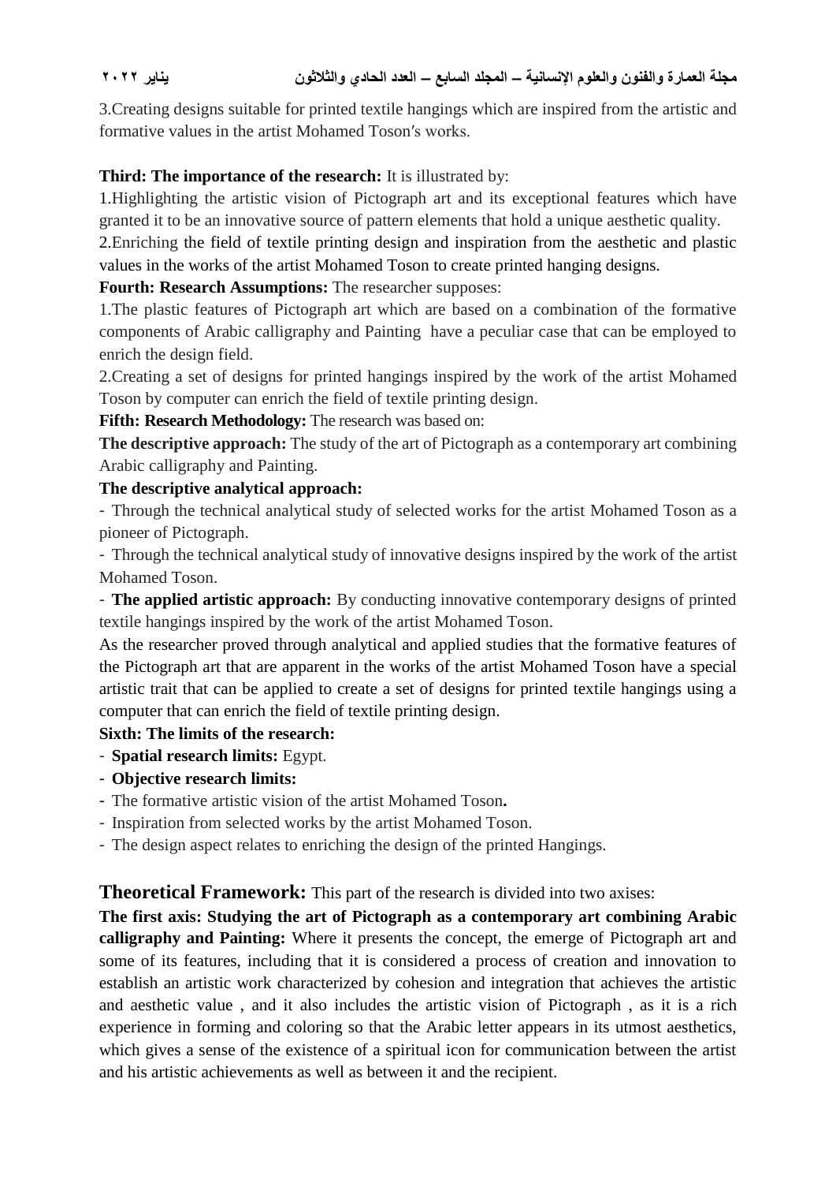3.Creating designs suitable for printed textile hangings which are inspired from the artistic and formative values in the artist Mohamed Toson′s works.

**Third: The importance of the research:** It is illustrated by:

1.Highlighting the artistic vision of Pictograph art and its exceptional features which have granted it to be an innovative source of pattern elements that hold a unique aesthetic quality.

2.Enriching the field of textile printing design and inspiration from the aesthetic and plastic values in the works of the artist Mohamed Toson to create printed hanging designs.

**Fourth: Research Assumptions:** The researcher supposes:

1.The plastic features of Pictograph art which are based on a combination of the formative components of Arabic calligraphy and Painting have a peculiar case that can be employed to enrich the design field.

2.Creating a set of designs for printed hangings inspired by the work of the artist Mohamed Toson by computer can enrich the field of textile printing design.

**Fifth: Research Methodology:** The research was based on:

**The descriptive approach:** The study of the art of Pictograph as a contemporary art combining Arabic calligraphy and Painting.

**The descriptive analytical approach:**

- Through the technical analytical study of selected works for the artist Mohamed Toson as a pioneer of Pictograph.
- Through the technical analytical study of innovative designs inspired by the work of the artist Mohamed Toson.
- **The applied artistic approach:** By conducting innovative contemporary designs of printed textile hangings inspired by the work of the artist Mohamed Toson.

As the researcher proved through analytical and applied studies that the formative features of the Pictograph art that are apparent in the works of the artist Mohamed Toson have a special artistic trait that can be applied to create a set of designs for printed textile hangings using a computer that can enrich the field of textile printing design.

**Sixth: The limits of the research:**

- **Spatial research limits:** Egypt.
- **Objective research limits:**
- The formative artistic vision of the artist Mohamed Toson**.**
- Inspiration from selected works by the artist Mohamed Toson.
- The design aspect relates to enriching the design of the printed Hangings.

## Theoretical Framework: This part of the research is divided into two axises:

**The first axis: Studying the art of Pictograph as a contemporary art combining Arabic calligraphy and Painting:** Where it presents the concept, the emerge of Pictograph art and some of its features, including that it is considered a process of creation and innovation to establish an artistic work characterized by cohesion and integration that achieves the artistic and aesthetic value , and it also includes the artistic vision of Pictograph , as it is a rich experience in forming and coloring so that the Arabic letter appears in its utmost aesthetics, which gives a sense of the existence of a spiritual icon for communication between the artist and his artistic achievements as well as between it and the recipient.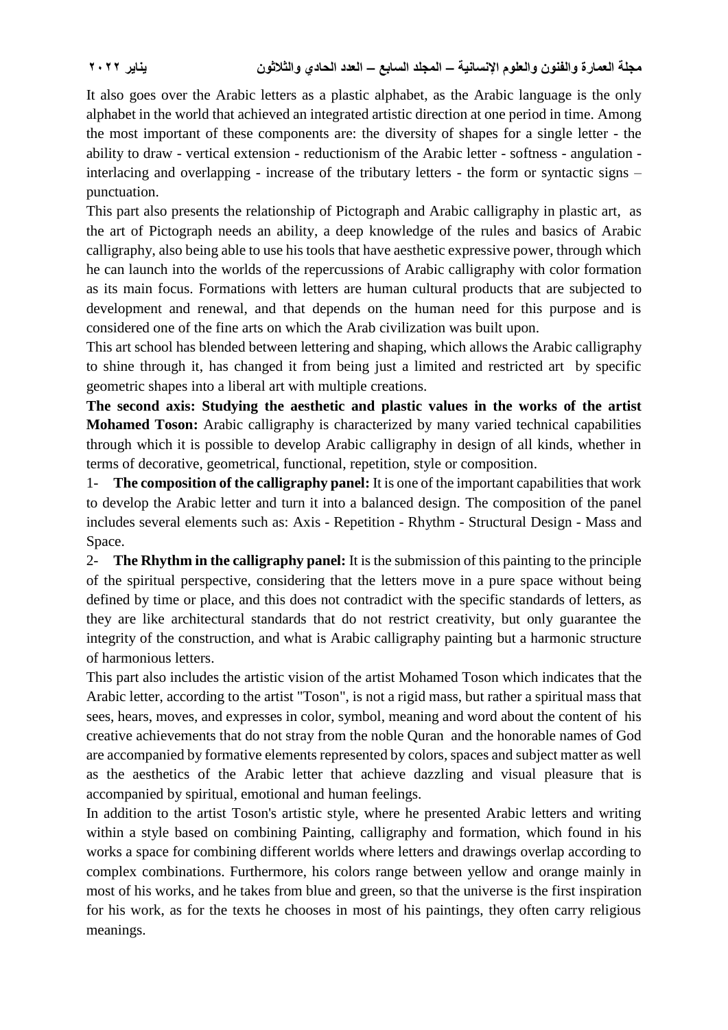It also goes over the Arabic letters as a plastic alphabet, as the Arabic language is the only alphabet in the world that achieved an integrated artistic direction at one period in time. Among the most important of these components are: the diversity of shapes for a single letter - the ability to draw - vertical extension - reductionism of the Arabic letter - softness - angulation - interlacing and overlapping - increase of the tributary letters - the form or syntactic signs – punctuation.

This part also presents the relationship of Pictograph and Arabic calligraphy in plastic art, as the art of Pictograph needs an ability, a deep knowledge of the rules and basics of Arabic calligraphy, also being able to use his tools that have aesthetic expressive power, through which he can launch into the worlds of the repercussions of Arabic calligraphy with color formation as its main focus. Formations with letters are human cultural products that are subjected to development and renewal, and that depends on the human need for this purpose and is considered one of the fine arts on which the Arab civilization was built upon.

This art school has blended between lettering and shaping, which allows the Arabic calligraphy to shine through it, has changed it from being just a limited and restricted art by specific geometric shapes into a liberal art with multiple creations.

**The second axis: Studying the aesthetic and plastic values in the works of the artist Mohamed Toson:** Arabic calligraphy is characterized by many varied technical capabilities through which it is possible to develop Arabic calligraphy in design of all kinds, whether in terms of decorative, geometrical, functional, repetition, style or composition.

1- **The composition of the calligraphy panel:** It is one of the important capabilities that work to develop the Arabic letter and turn it into a balanced design. The composition of the panel includes several elements such as: Axis - Repetition - Rhythm - Structural Design - Mass and Space.

2- **The Rhythm in the calligraphy panel:** It is the submission of this painting to the principle of the spiritual perspective, considering that the letters move in a pure space without being defined by time or place, and this does not contradict with the specific standards of letters, as they are like architectural standards that do not restrict creativity, but only guarantee the integrity of the construction, and what is Arabic calligraphy painting but a harmonic structure of harmonious letters.

This part also includes the artistic vision of the artist Mohamed Toson which indicates that the Arabic letter, according to the artist "Toson", is not a rigid mass, but rather a spiritual mass that sees, hears, moves, and expresses in color, symbol, meaning and word about the content of his creative achievements that do not stray from the noble Quran and the honorable names of God are accompanied by formative elements represented by colors, spaces and subject matter as well as the aesthetics of the Arabic letter that achieve dazzling and visual pleasure that is accompanied by spiritual, emotional and human feelings.

In addition to the artist Toson's artistic style, where he presented Arabic letters and writing within a style based on combining Painting, calligraphy and formation, which found in his works a space for combining different worlds where letters and drawings overlap according to complex combinations. Furthermore, his colors range between yellow and orange mainly in most of his works, and he takes from blue and green, so that the universe is the first inspiration for his work, as for the texts he chooses in most of his paintings, they often carry religious meanings.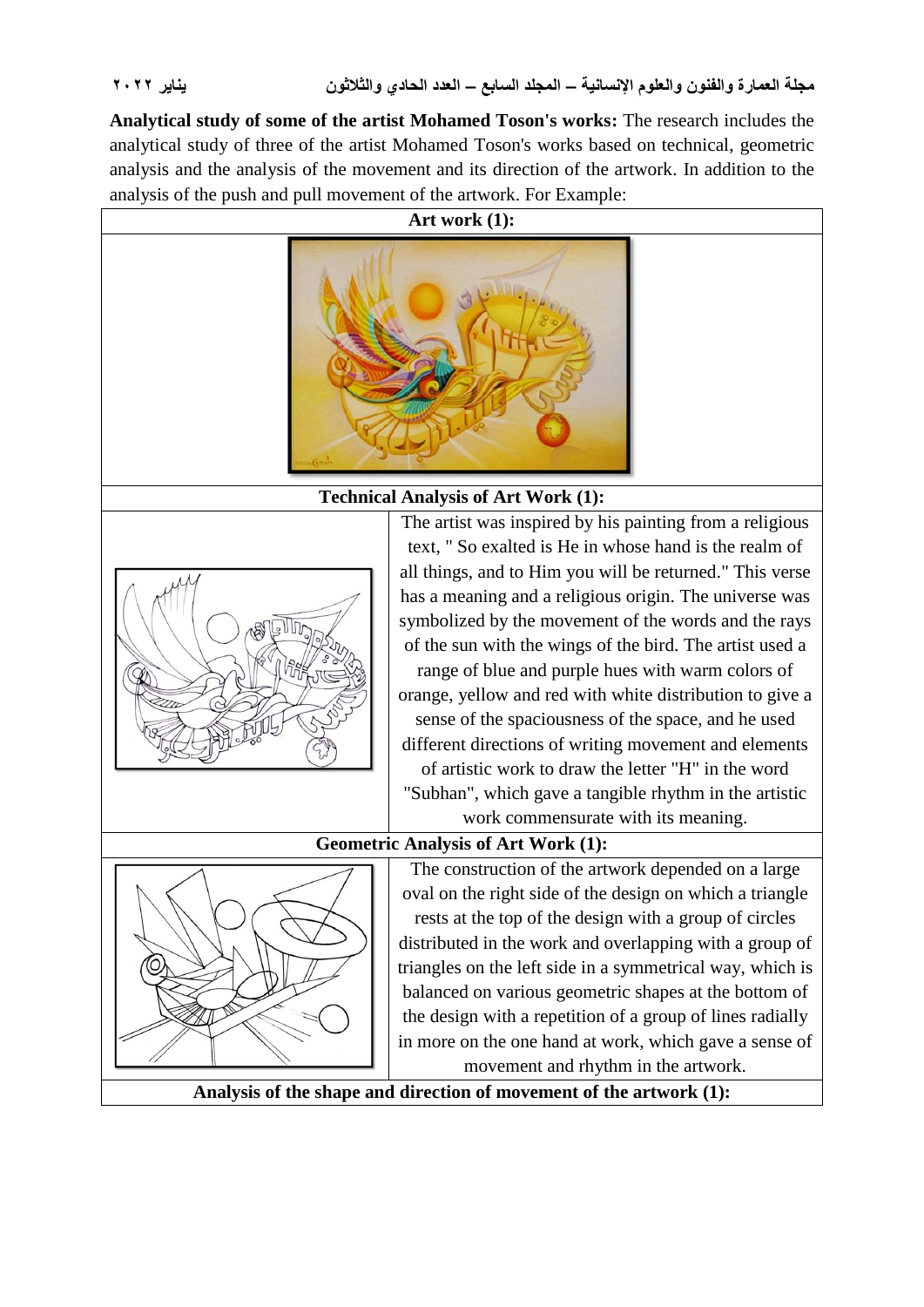**Analytical study of some of the artist Mohamed Toson's works:** The research includes the analytical study of three of the artist Mohamed Toson's works based on technical, geometric analysis and the analysis of the movement and its direction of the artwork. In addition to the analysis of the push and pull movement of the artwork. For Example:

| **Art work (1):** | |
|---|---|
| | |
| **Technical Analysis of Art Work (1):** | |
| | The artist was inspired by his painting from a religious text, " So exalted is He in whose hand is the realm of all things, and to Him you will be returned." This verse has a meaning and a religious origin. The universe was symbolized by the movement of the words and the rays of the sun with the wings of the bird. The artist used a range of blue and purple hues with warm colors of orange, yellow and red with white distribution to give a sense of the spaciousness of the space, and he used different directions of writing movement and elements of artistic work to draw the letter "H" in the word "Subhan", which gave a tangible rhythm in the artistic work commensurate with its meaning. |
| **Geometric Analysis of Art Work (1):** | |
| | The construction of the artwork depended on a large oval on the right side of the design on which a triangle rests at the top of the design with a group of circles distributed in the work and overlapping with a group of triangles on the left side in a symmetrical way, which is balanced on various geometric shapes at the bottom of the design with a repetition of a group of lines radially in more on the one hand at work, which gave a sense of movement and rhythm in the artwork. |
| **Analysis of the shape and direction of movement of the artwork (1):** | |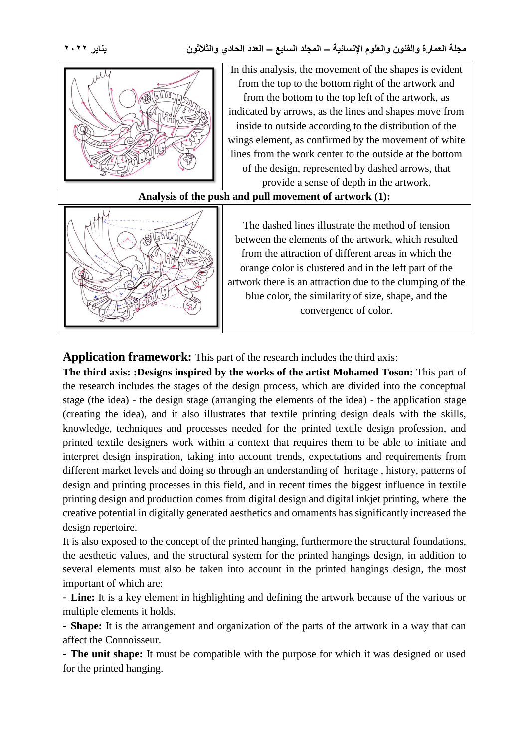| | |
|---|---|
| | In this analysis, the movement of the shapes is evident from the top to the bottom right of the artwork and from the bottom to the top left of the artwork, as indicated by arrows, as the lines and shapes move from inside to outside according to the distribution of the wings element, as confirmed by the movement of white lines from the work center to the outside at the bottom of the design, represented by dashed arrows, that provide a sense of depth in the artwork. |
| **Analysis of the push and pull movement of artwork (1):** | |
| | The dashed lines illustrate the method of tension between the elements of the artwork, which resulted from the attraction of different areas in which the orange color is clustered and in the left part of the artwork there is an attraction due to the clumping of the blue color, the similarity of size, shape, and the convergence of color. |

**Application framework:** This part of the research includes the third axis:

**The third axis: :Designs inspired by the works of the artist Mohamed Toson:** This part of the research includes the stages of the design process, which are divided into the conceptual stage (the idea) - the design stage (arranging the elements of the idea) - the application stage (creating the idea), and it also illustrates that textile printing design deals with the skills, knowledge, techniques and processes needed for the printed textile design profession, and printed textile designers work within a context that requires them to be able to initiate and interpret design inspiration, taking into account trends, expectations and requirements from different market levels and doing so through an understanding of heritage , history, patterns of design and printing processes in this field, and in recent times the biggest influence in textile printing design and production comes from digital design and digital inkjet printing, where the creative potential in digitally generated aesthetics and ornaments has significantly increased the design repertoire.

It is also exposed to the concept of the printed hanging, furthermore the structural foundations, the aesthetic values, and the structural system for the printed hangings design, in addition to several elements must also be taken into account in the printed hangings design, the most important of which are:

- **Line:** It is a key element in highlighting and defining the artwork because of the various or multiple elements it holds.
- **Shape:** It is the arrangement and organization of the parts of the artwork in a way that can affect the Connoisseur.
- **The unit shape:** It must be compatible with the purpose for which it was designed or used for the printed hanging.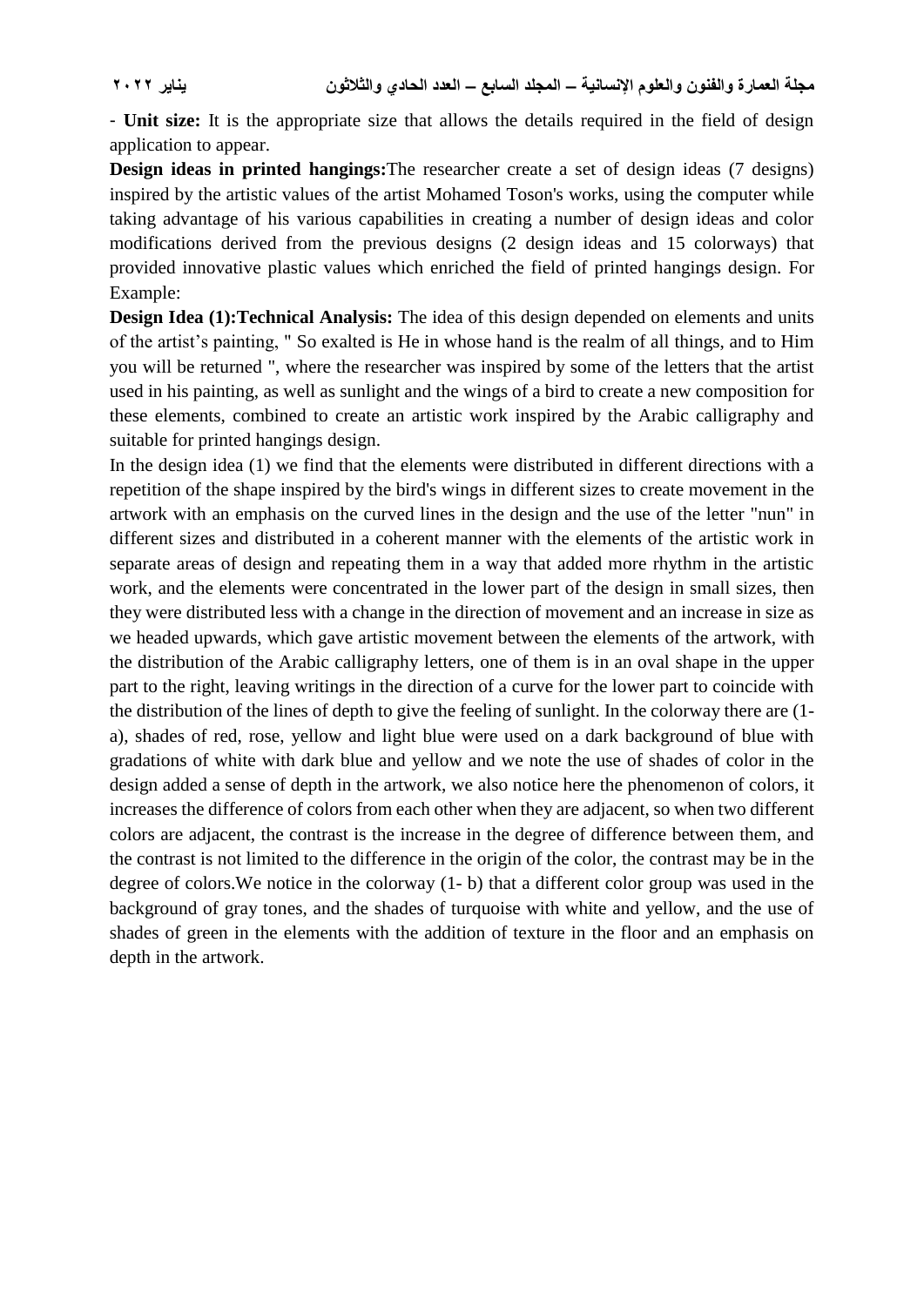- **Unit size:** It is the appropriate size that allows the details required in the field of design application to appear.

**Design ideas in printed hangings:**The researcher create a set of design ideas (7 designs) inspired by the artistic values of the artist Mohamed Toson's works, using the computer while taking advantage of his various capabilities in creating a number of design ideas and color modifications derived from the previous designs (2 design ideas and 15 colorways) that provided innovative plastic values which enriched the field of printed hangings design. For Example:

**Design Idea (1):Technical Analysis:** The idea of this design depended on elements and units of the artist's painting, " So exalted is He in whose hand is the realm of all things, and to Him you will be returned ", where the researcher was inspired by some of the letters that the artist used in his painting, as well as sunlight and the wings of a bird to create a new composition for these elements, combined to create an artistic work inspired by the Arabic calligraphy and suitable for printed hangings design.

In the design idea (1) we find that the elements were distributed in different directions with a repetition of the shape inspired by the bird's wings in different sizes to create movement in the artwork with an emphasis on the curved lines in the design and the use of the letter "nun" in different sizes and distributed in a coherent manner with the elements of the artistic work in separate areas of design and repeating them in a way that added more rhythm in the artistic work, and the elements were concentrated in the lower part of the design in small sizes, then they were distributed less with a change in the direction of movement and an increase in size as we headed upwards, which gave artistic movement between the elements of the artwork, with the distribution of the Arabic calligraphy letters, one of them is in an oval shape in the upper part to the right, leaving writings in the direction of a curve for the lower part to coincide with the distribution of the lines of depth to give the feeling of sunlight. In the colorway there are (1-a), shades of red, rose, yellow and light blue were used on a dark background of blue with gradations of white with dark blue and yellow and we note the use of shades of color in the design added a sense of depth in the artwork, we also notice here the phenomenon of colors, it increases the difference of colors from each other when they are adjacent, so when two different colors are adjacent, the contrast is the increase in the degree of difference between them, and the contrast is not limited to the difference in the origin of the color, the contrast may be in the degree of colors.We notice in the colorway (1- b) that a different color group was used in the background of gray tones, and the shades of turquoise with white and yellow, and the use of shades of green in the elements with the addition of texture in the floor and an emphasis on depth in the artwork.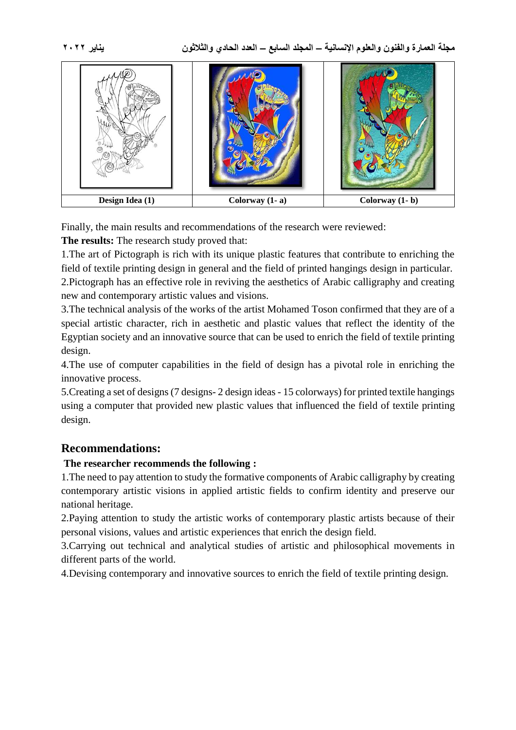| Design Idea (1) | Colorway (1- a) | Colorway (1- b) |
|---|---|---|

Finally, the main results and recommendations of the research were reviewed:

**The results:** The research study proved that:

1.The art of Pictograph is rich with its unique plastic features that contribute to enriching the field of textile printing design in general and the field of printed hangings design in particular.

2.Pictograph has an effective role in reviving the aesthetics of Arabic calligraphy and creating new and contemporary artistic values and visions.

3.The technical analysis of the works of the artist Mohamed Toson confirmed that they are of a special artistic character, rich in aesthetic and plastic values that reflect the identity of the Egyptian society and an innovative source that can be used to enrich the field of textile printing design.

4.The use of computer capabilities in the field of design has a pivotal role in enriching the innovative process.

5.Creating a set of designs (7 designs- 2 design ideas - 15 colorways) for printed textile hangings using a computer that provided new plastic values that influenced the field of textile printing design.

## Recommendations:

**The researcher recommends the following :**

1.The need to pay attention to study the formative components of Arabic calligraphy by creating contemporary artistic visions in applied artistic fields to confirm identity and preserve our national heritage.

2.Paying attention to study the artistic works of contemporary plastic artists because of their personal visions, values and artistic experiences that enrich the design field.

3.Carrying out technical and analytical studies of artistic and philosophical movements in different parts of the world.

4.Devising contemporary and innovative sources to enrich the field of textile printing design.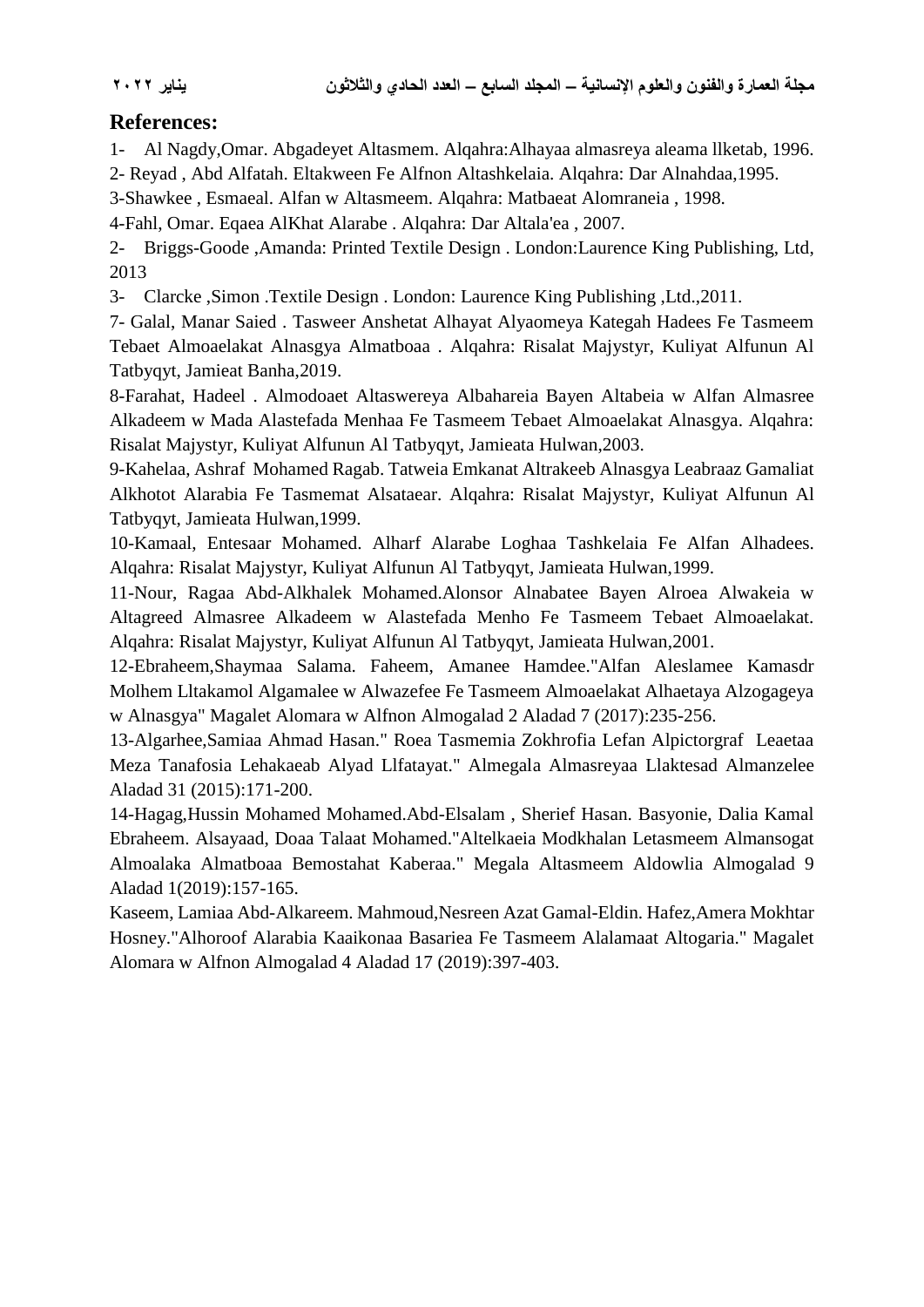## References:

1- Al Nagdy,Omar. Abgadeyet Altasmem. Alqahra:Alhayaa almasreya aleama llketab, 1996.

2- Reyad , Abd Alfatah. Eltakween Fe Alfnon Altashkelaia. Alqahra: Dar Alnahdaa,1995.

3-Shawkee , Esmaeal. Alfan w Altasmeem. Alqahra: Matbaeat Alomraneia , 1998.

4-Fahl, Omar. Eqaea AlKhat Alarabe . Alqahra: Dar Altala'ea , 2007.

2- Briggs-Goode ,Amanda: Printed Textile Design . London:Laurence King Publishing, Ltd, 2013

3- Clarcke ,Simon .Textile Design . London: Laurence King Publishing ,Ltd.,2011.

7- Galal, Manar Saied . Tasweer Anshetat Alhayat Alyaomeya Kategah Hadees Fe Tasmeem Tebaet Almoaelakat Alnasgya Almatboaa . Alqahra: Risalat Majystyr, Kuliyat Alfunun Al Tatbyqyt, Jamieat Banha,2019.

8-Farahat, Hadeel . Almodoaet Altaswereya Albahareia Bayen Altabeia w Alfan Almasree Alkadeem w Mada Alastefada Menhaa Fe Tasmeem Tebaet Almoaelakat Alnasgya. Alqahra: Risalat Majystyr, Kuliyat Alfunun Al Tatbyqyt, Jamieata Hulwan,2003.

9-Kahelaa, Ashraf Mohamed Ragab. Tatweia Emkanat Altrakeeb Alnasgya Leabraaz Gamaliat Alkhotot Alarabia Fe Tasmemat Alsataear. Alqahra: Risalat Majystyr, Kuliyat Alfunun Al Tatbyqyt, Jamieata Hulwan,1999.

10-Kamaal, Entesaar Mohamed. Alharf Alarabe Loghaa Tashkelaia Fe Alfan Alhadees. Alqahra: Risalat Majystyr, Kuliyat Alfunun Al Tatbyqyt, Jamieata Hulwan,1999.

11-Nour, Ragaa Abd-Alkhalek Mohamed.Alonsor Alnabatee Bayen Alroea Alwakeia w Altagreed Almasree Alkadeem w Alastefada Menho Fe Tasmeem Tebaet Almoaelakat. Alqahra: Risalat Majystyr, Kuliyat Alfunun Al Tatbyqyt, Jamieata Hulwan,2001.

12-Ebraheem,Shaymaa Salama. Faheem, Amanee Hamdee."Alfan Aleslamee Kamasdr Molhem Lltakamol Algamalee w Alwazefee Fe Tasmeem Almoaelakat Alhaetaya Alzogageya w Alnasgya" Magalet Alomara w Alfnon Almogalad 2 Aladad 7 (2017):235-256.

13-Algarhee,Samiaa Ahmad Hasan." Roea Tasmemia Zokhrofia Lefan Alpictorgraf Leaetaa Meza Tanafosia Lehakaeab Alyad Llfatayat." Almegala Almasreyaa Llaktesad Almanzelee Aladad 31 (2015):171-200.

14-Hagag,Hussin Mohamed Mohamed.Abd-Elsalam , Sherief Hasan. Basyonie, Dalia Kamal Ebraheem. Alsayaad, Doaa Talaat Mohamed."Altelkaeia Modkhalan Letasmeem Almansogat Almoalaka Almatboaa Bemostahat Kaberaa." Megala Altasmeem Aldowlia Almogalad 9 Aladad 1(2019):157-165.

Kaseem, Lamiaa Abd-Alkareem. Mahmoud,Nesreen Azat Gamal-Eldin. Hafez,Amera Mokhtar Hosney."Alhoroof Alarabia Kaaikonaa Basariea Fe Tasmeem Alalamaat Altogaria." Magalet Alomara w Alfnon Almogalad 4 Aladad 17 (2019):397-403.